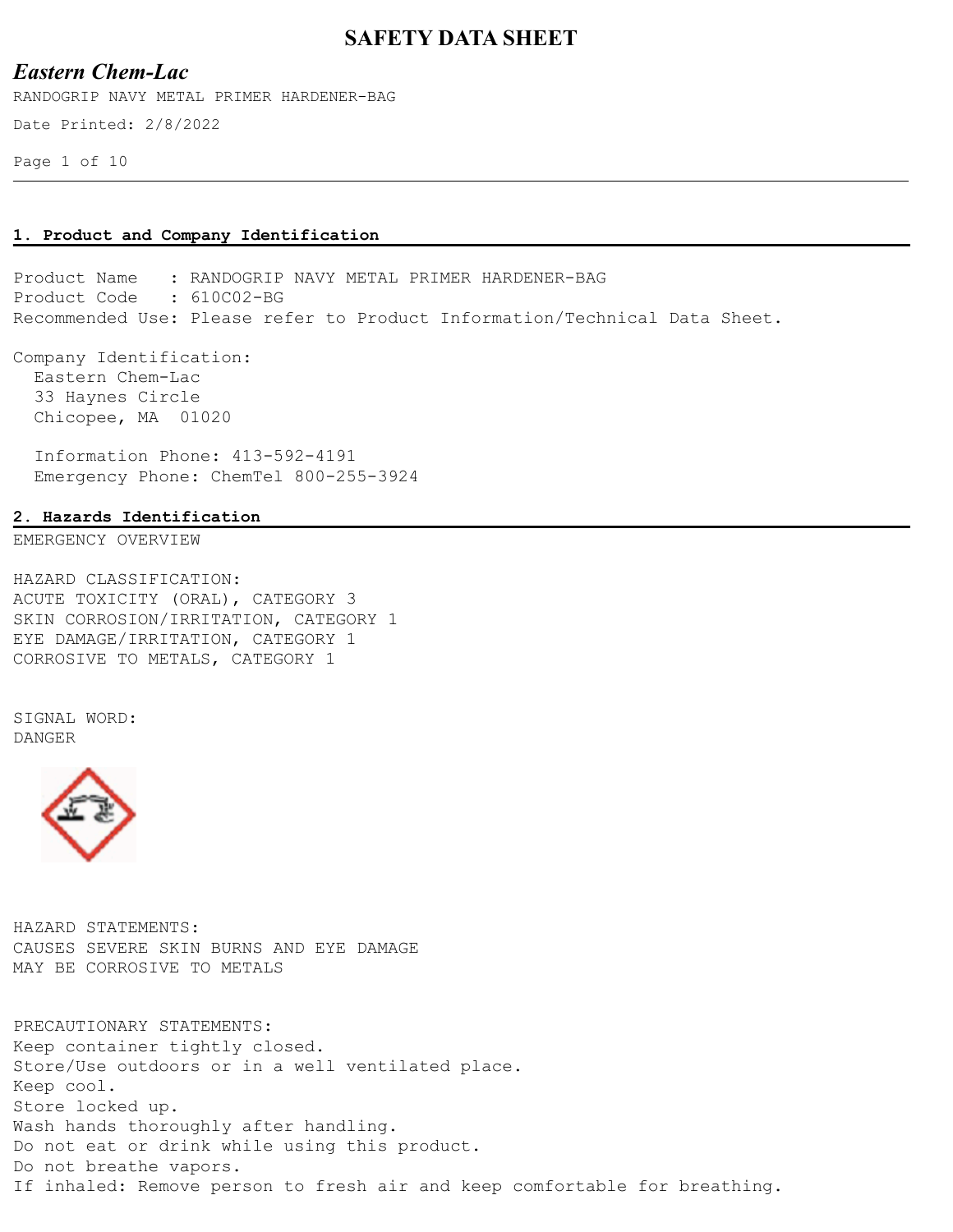# SAFETY DATA SHEET

## *Eastern Chem-Lac*

RANDOGRIP NAVY METAL PRIMER HARDENER-BAG

Date Printed: 2/8/2022

### 1. Product and Company Identification

Product Name : RANDOGRIP NAVY METAL PRIMER HARDENER-BAG
Product Code : 610C02-BG
Recommended Use: Please refer to Product Information/Technical Data Sheet.

Company Identification:
Eastern Chem-Lac
33 Haynes Circle
Chicopee, MA 01020

Information Phone: 413-592-4191
Emergency Phone: ChemTel 800-255-3924

### 2. Hazards Identification

EMERGENCY OVERVIEW

HAZARD CLASSIFICATION:
ACUTE TOXICITY (ORAL), CATEGORY 3
SKIN CORROSION/IRRITATION, CATEGORY 1
EYE DAMAGE/IRRITATION, CATEGORY 1
CORROSIVE TO METALS, CATEGORY 1

SIGNAL WORD:
DANGER

HAZARD STATEMENTS:
CAUSES SEVERE SKIN BURNS AND EYE DAMAGE
MAY BE CORROSIVE TO METALS

PRECAUTIONARY STATEMENTS:
Keep container tightly closed.
Store/Use outdoors or in a well ventilated place.
Keep cool.
Store locked up.
Wash hands thoroughly after handling.
Do not eat or drink while using this product.
Do not breathe vapors.
If inhaled: Remove person to fresh air and keep comfortable for breathing.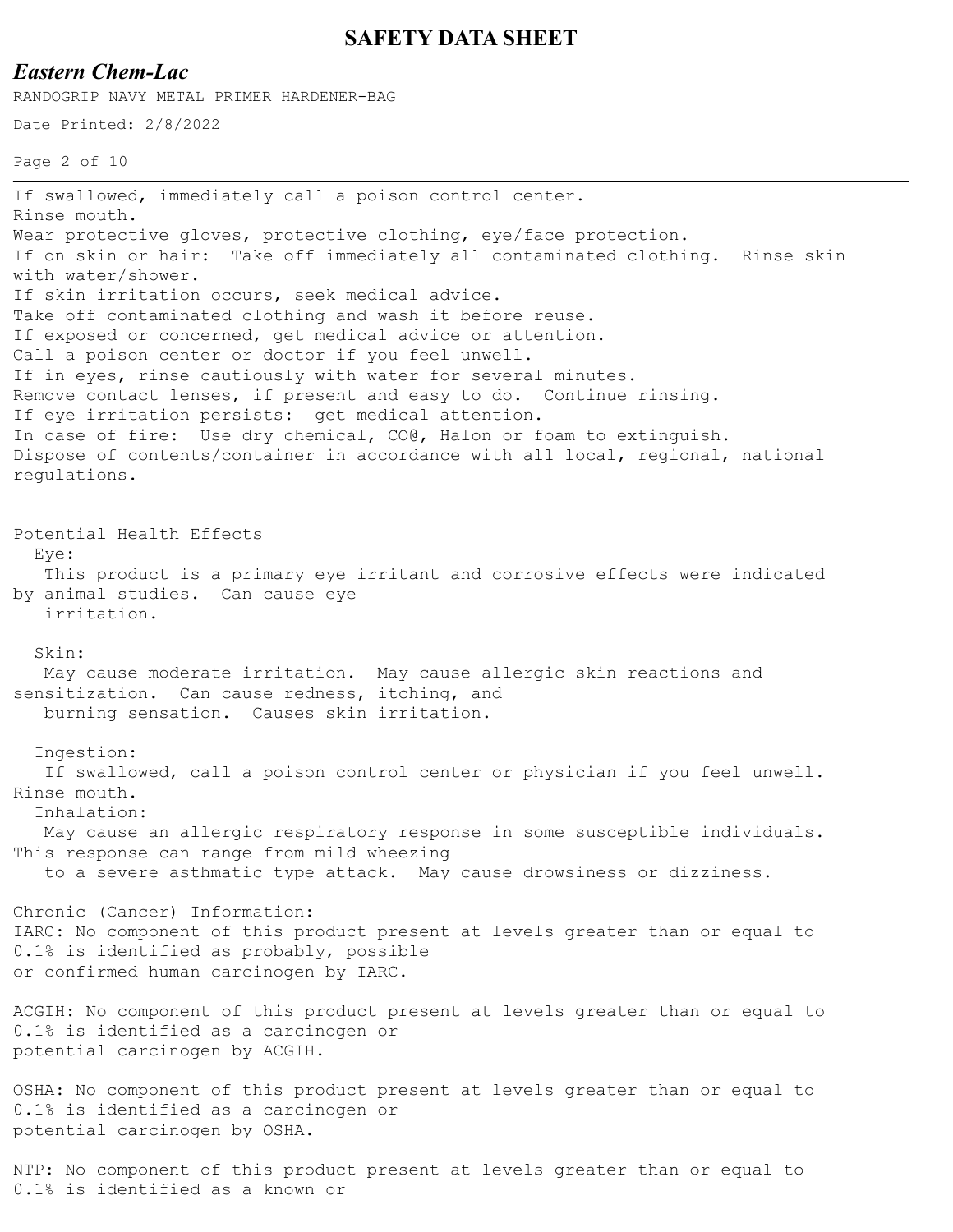If swallowed, immediately call a poison control center.
Rinse mouth.
Wear protective gloves, protective clothing, eye/face protection.
If on skin or hair: Take off immediately all contaminated clothing. Rinse skin with water/shower.
If skin irritation occurs, seek medical advice.
Take off contaminated clothing and wash it before reuse.
If exposed or concerned, get medical advice or attention.
Call a poison center or doctor if you feel unwell.
If in eyes, rinse cautiously with water for several minutes.
Remove contact lenses, if present and easy to do. Continue rinsing.
If eye irritation persists: get medical attention.
In case of fire: Use dry chemical, CO@, Halon or foam to extinguish.
Dispose of contents/container in accordance with all local, regional, national regulations.

Potential Health Effects

Eye:

This product is a primary eye irritant and corrosive effects were indicated by animal studies. Can cause eye irritation.

Skin:

May cause moderate irritation. May cause allergic skin reactions and sensitization. Can cause redness, itching, and burning sensation. Causes skin irritation.

Ingestion:

If swallowed, call a poison control center or physician if you feel unwell. Rinse mouth.

Inhalation:

May cause an allergic respiratory response in some susceptible individuals. This response can range from mild wheezing to a severe asthmatic type attack. May cause drowsiness or dizziness.

Chronic (Cancer) Information:

IARC: No component of this product present at levels greater than or equal to 0.1% is identified as probably, possible or confirmed human carcinogen by IARC.

ACGIH: No component of this product present at levels greater than or equal to 0.1% is identified as a carcinogen or potential carcinogen by ACGIH.

OSHA: No component of this product present at levels greater than or equal to 0.1% is identified as a carcinogen or potential carcinogen by OSHA.

NTP: No component of this product present at levels greater than or equal to 0.1% is identified as a known or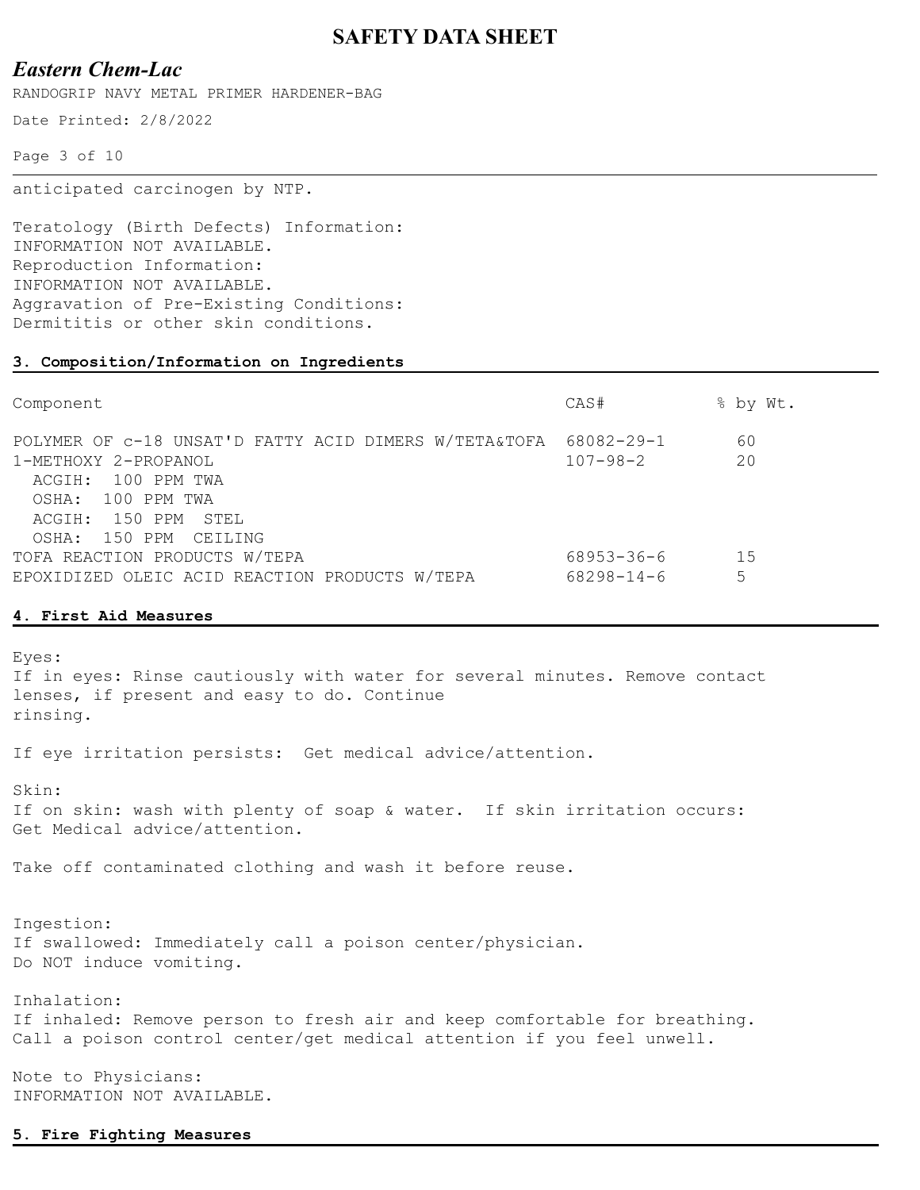anticipated carcinogen by NTP.

Teratology (Birth Defects) Information:
INFORMATION NOT AVAILABLE.
Reproduction Information:
INFORMATION NOT AVAILABLE.
Aggravation of Pre-Existing Conditions:
Dermititis or other skin conditions.

## 3. Composition/Information on Ingredients

| Component | CAS# | % by Wt. |
|---|---|---|
| POLYMER OF c-18 UNSAT'D FATTY ACID DIMERS W/TETA&TOFA | 68082-29-1 | 60 |
| 1-METHOXY 2-PROPANOL<br>ACGIH: 100 PPM TWA<br>OSHA: 100 PPM TWA<br>ACGIH: 150 PPM STEL<br>OSHA: 150 PPM CEILING | 107-98-2 | 20 |
| TOFA REACTION PRODUCTS W/TEPA | 68953-36-6 | 15 |
| EPOXIDIZED OLEIC ACID REACTION PRODUCTS W/TEPA | 68298-14-6 | 5 |

## 4. First Aid Measures

Eyes:
If in eyes: Rinse cautiously with water for several minutes. Remove contact lenses, if present and easy to do. Continue rinsing.

If eye irritation persists: Get medical advice/attention.

Skin:
If on skin: wash with plenty of soap & water. If skin irritation occurs: Get Medical advice/attention.

Take off contaminated clothing and wash it before reuse.

Ingestion:
If swallowed: Immediately call a poison center/physician.
Do NOT induce vomiting.

Inhalation:
If inhaled: Remove person to fresh air and keep comfortable for breathing.
Call a poison control center/get medical attention if you feel unwell.

Note to Physicians:
INFORMATION NOT AVAILABLE.

## 5. Fire Fighting Measures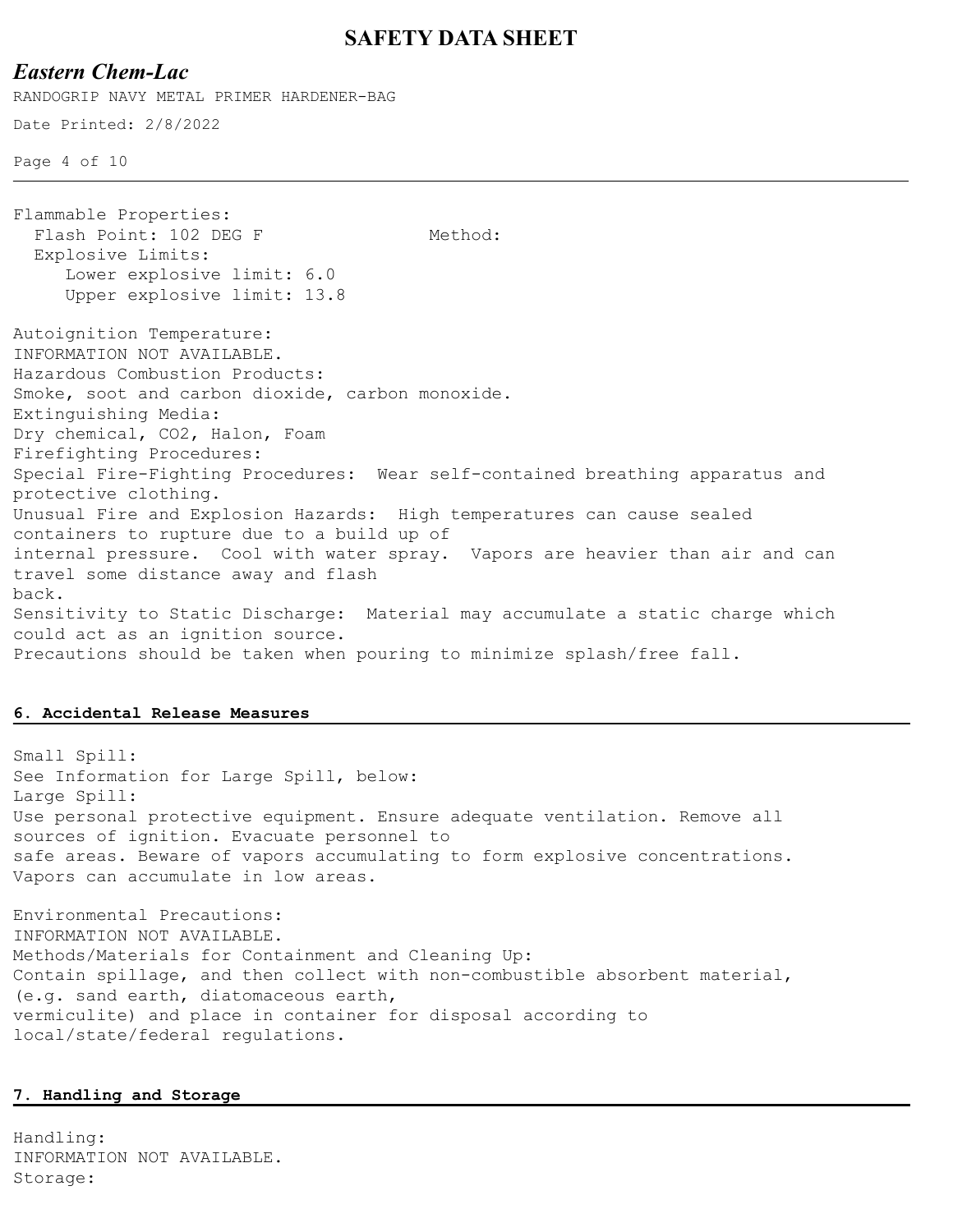Flammable Properties:
Flash Point: 102 DEG F Method:
Explosive Limits:
Lower explosive limit: 6.0
Upper explosive limit: 13.8

Autoignition Temperature:
INFORMATION NOT AVAILABLE.
Hazardous Combustion Products:
Smoke, soot and carbon dioxide, carbon monoxide.
Extinguishing Media:
Dry chemical, $CO_2$, Halon, Foam
Firefighting Procedures:
Special Fire-Fighting Procedures: Wear self-contained breathing apparatus and protective clothing.
Unusual Fire and Explosion Hazards: High temperatures can cause sealed containers to rupture due to a build up of internal pressure. Cool with water spray. Vapors are heavier than air and can travel some distance away and flash back.
Sensitivity to Static Discharge: Material may accumulate a static charge which could act as an ignition source.
Precautions should be taken when pouring to minimize splash/free fall.

## 6. Accidental Release Measures

Small Spill:
See Information for Large Spill, below:
Large Spill:
Use personal protective equipment. Ensure adequate ventilation. Remove all sources of ignition. Evacuate personnel to safe areas. Beware of vapors accumulating to form explosive concentrations. Vapors can accumulate in low areas.

Environmental Precautions:
INFORMATION NOT AVAILABLE.
Methods/Materials for Containment and Cleaning Up:
Contain spillage, and then collect with non-combustible absorbent material, (e.g. sand earth, diatomaceous earth, vermiculite) and place in container for disposal according to local/state/federal regulations.

## 7. Handling and Storage

Handling:
INFORMATION NOT AVAILABLE.
Storage: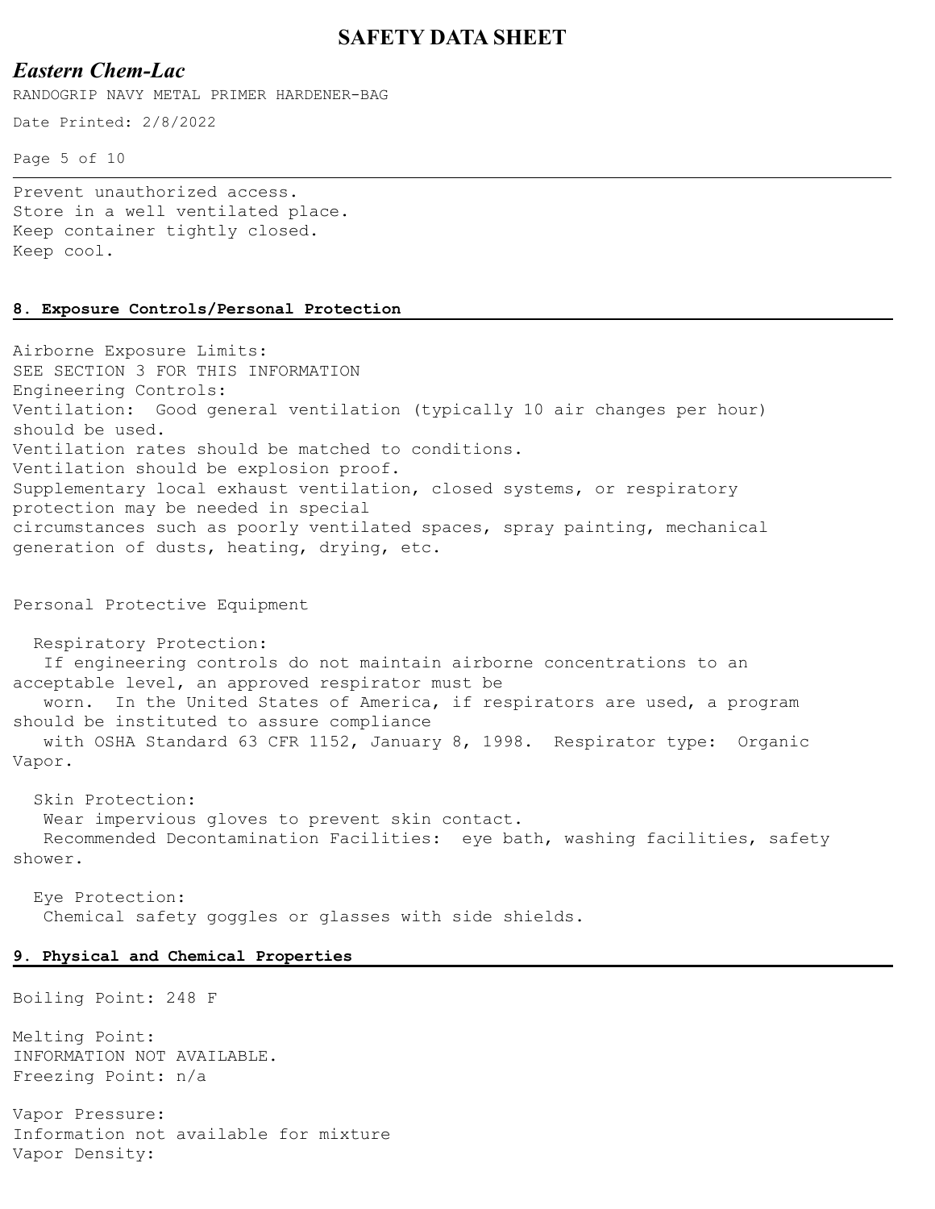Prevent unauthorized access.
Store in a well ventilated place.
Keep container tightly closed.
Keep cool.

## 8. Exposure Controls/Personal Protection

Airborne Exposure Limits:
SEE SECTION 3 FOR THIS INFORMATION
Engineering Controls:
Ventilation: Good general ventilation (typically 10 air changes per hour) should be used.
Ventilation rates should be matched to conditions.
Ventilation should be explosion proof.
Supplementary local exhaust ventilation, closed systems, or respiratory protection may be needed in special circumstances such as poorly ventilated spaces, spray painting, mechanical generation of dusts, heating, drying, etc.

Personal Protective Equipment

Respiratory Protection:
If engineering controls do not maintain airborne concentrations to an acceptable level, an approved respirator must be worn. In the United States of America, if respirators are used, a program should be instituted to assure compliance with OSHA Standard 63 CFR 1152, January 8, 1998. Respirator type: Organic Vapor.

Skin Protection:
Wear impervious gloves to prevent skin contact.
Recommended Decontamination Facilities: eye bath, washing facilities, safety shower.

Eye Protection:
Chemical safety goggles or glasses with side shields.

## 9. Physical and Chemical Properties

Boiling Point: 248 F

Melting Point:
INFORMATION NOT AVAILABLE.
Freezing Point: n/a

Vapor Pressure:
Information not available for mixture
Vapor Density: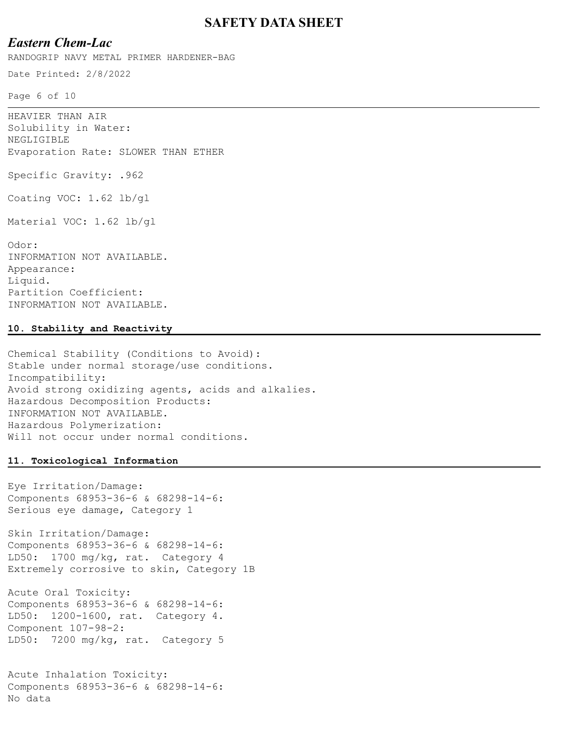HEAVIER THAN AIR
Solubility in Water:
NEGLIGIBLE
Evaporation Rate: SLOWER THAN ETHER

Specific Gravity: .962

Coating VOC: 1.62 lb/gl

Material VOC: 1.62 lb/gl

Odor:
INFORMATION NOT AVAILABLE.
Appearance:
Liquid.
Partition Coefficient:
INFORMATION NOT AVAILABLE.

## 10. Stability and Reactivity

Chemical Stability (Conditions to Avoid):
Stable under normal storage/use conditions.
Incompatibility:
Avoid strong oxidizing agents, acids and alkalies.
Hazardous Decomposition Products:
INFORMATION NOT AVAILABLE.
Hazardous Polymerization:
Will not occur under normal conditions.

## 11. Toxicological Information

Eye Irritation/Damage:
Components 68953-36-6 & 68298-14-6:
Serious eye damage, Category 1

Skin Irritation/Damage:
Components 68953-36-6 & 68298-14-6:
LD50: 1700 mg/kg, rat. Category 4
Extremely corrosive to skin, Category 1B

Acute Oral Toxicity:
Components 68953-36-6 & 68298-14-6:
LD50: 1200-1600, rat. Category 4.
Component 107-98-2:
LD50: 7200 mg/kg, rat. Category 5

Acute Inhalation Toxicity:
Components 68953-36-6 & 68298-14-6:
No data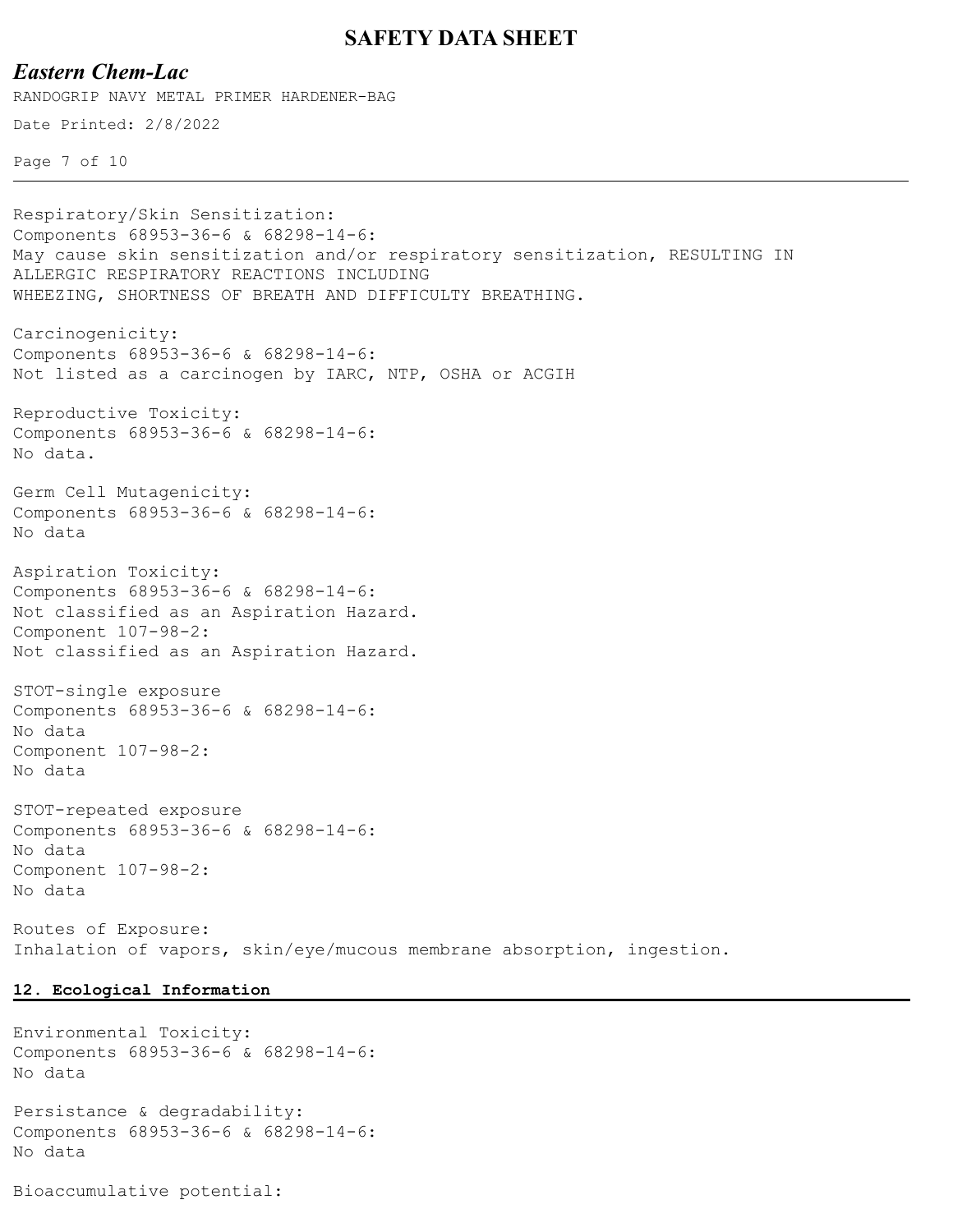Respiratory/Skin Sensitization:
Components 68953-36-6 & 68298-14-6:
May cause skin sensitization and/or respiratory sensitization, RESULTING IN ALLERGIC RESPIRATORY REACTIONS INCLUDING WHEEZING, SHORTNESS OF BREATH AND DIFFICULTY BREATHING.

Carcinogenicity:
Components 68953-36-6 & 68298-14-6:
Not listed as a carcinogen by IARC, NTP, OSHA or ACGIH

Reproductive Toxicity:
Components 68953-36-6 & 68298-14-6:
No data.

Germ Cell Mutagenicity:
Components 68953-36-6 & 68298-14-6:
No data

Aspiration Toxicity:
Components 68953-36-6 & 68298-14-6:
Not classified as an Aspiration Hazard.
Component 107-98-2:
Not classified as an Aspiration Hazard.

STOT-single exposure
Components 68953-36-6 & 68298-14-6:
No data
Component 107-98-2:
No data

STOT-repeated exposure
Components 68953-36-6 & 68298-14-6:
No data
Component 107-98-2:
No data

Routes of Exposure:
Inhalation of vapors, skin/eye/mucous membrane absorption, ingestion.

## 12. Ecological Information

Environmental Toxicity:
Components 68953-36-6 & 68298-14-6:
No data

Persistance & degradability:
Components 68953-36-6 & 68298-14-6:
No data

Bioaccumulative potential: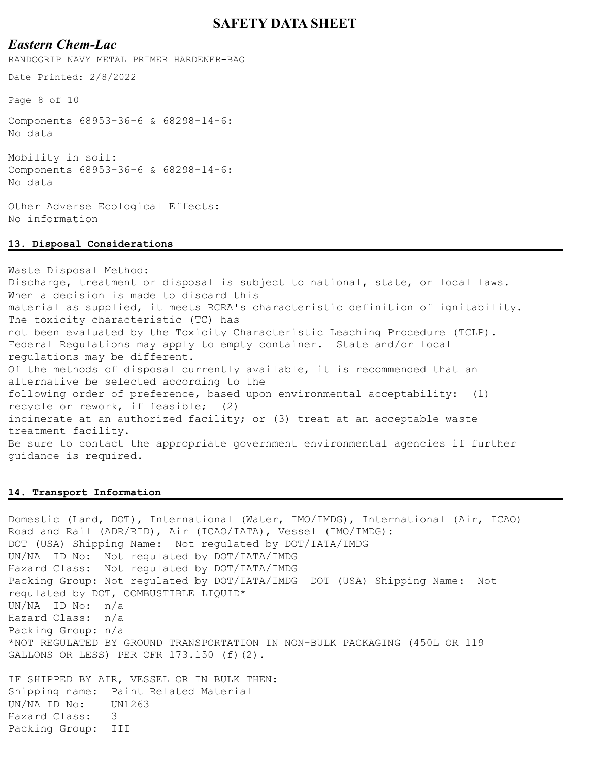Components 68953-36-6 & 68298-14-6:
No data

Mobility in soil:
Components 68953-36-6 & 68298-14-6:
No data

Other Adverse Ecological Effects:
No information

## 13. Disposal Considerations

Waste Disposal Method:
Discharge, treatment or disposal is subject to national, state, or local laws. When a decision is made to discard this material as supplied, it meets RCRA's characteristic definition of ignitability. The toxicity characteristic (TC) has not been evaluated by the Toxicity Characteristic Leaching Procedure (TCLP). Federal Regulations may apply to empty container. State and/or local regulations may be different.
Of the methods of disposal currently available, it is recommended that an alternative be selected according to the following order of preference, based upon environmental acceptability: (1) recycle or rework, if feasible; (2) incinerate at an authorized facility; or (3) treat at an acceptable waste treatment facility.
Be sure to contact the appropriate government environmental agencies if further guidance is required.

## 14. Transport Information

Domestic (Land, DOT), International (Water, IMO/IMDG), International (Air, ICAO) Road and Rail (ADR/RID), Air (ICAO/IATA), Vessel (IMO/IMDG):
DOT (USA) Shipping Name: Not regulated by DOT/IATA/IMDG
UN/NA ID No: Not regulated by DOT/IATA/IMDG
Hazard Class: Not regulated by DOT/IATA/IMDG
Packing Group: Not regulated by DOT/IATA/IMDG DOT (USA) Shipping Name: Not regulated by DOT, COMBUSTIBLE LIQUID*
UN/NA ID No: n/a
Hazard Class: n/a
Packing Group: n/a
*NOT REGULATED BY GROUND TRANSPORTATION IN NON-BULK PACKAGING (450L OR 119 GALLONS OR LESS) PER CFR 173.150 (f)(2).

IF SHIPPED BY AIR, VESSEL OR IN BULK THEN:
Shipping name: Paint Related Material
UN/NA ID No: UN1263
Hazard Class: 3
Packing Group: III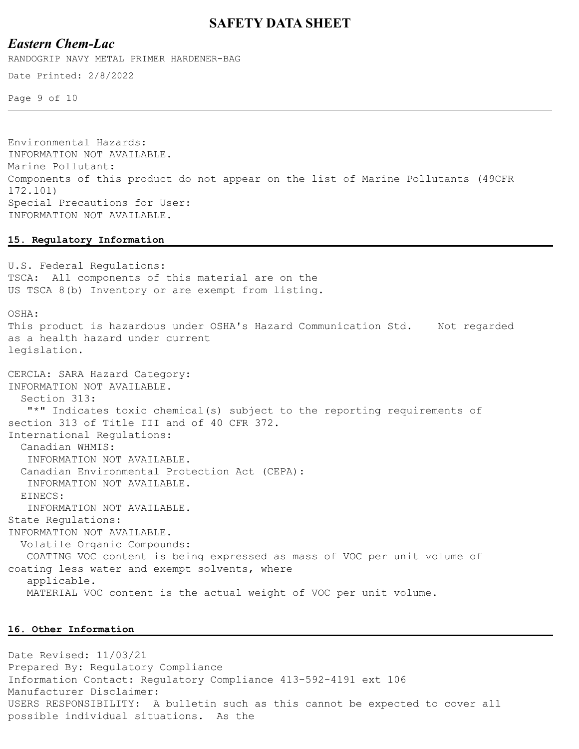Environmental Hazards:
INFORMATION NOT AVAILABLE.
Marine Pollutant:
Components of this product do not appear on the list of Marine Pollutants (49CFR 172.101)
Special Precautions for User:
INFORMATION NOT AVAILABLE.

## 15. Regulatory Information

U.S. Federal Regulations:
TSCA: All components of this material are on the US TSCA 8(b) Inventory or are exempt from listing.

OSHA:
This product is hazardous under OSHA's Hazard Communication Std. Not regarded as a health hazard under current legislation.

CERCLA: SARA Hazard Category:
INFORMATION NOT AVAILABLE.
Section 313:
"*" Indicates toxic chemical(s) subject to the reporting requirements of section 313 of Title III and of 40 CFR 372.
International Regulations:
Canadian WHMIS:
INFORMATION NOT AVAILABLE.
Canadian Environmental Protection Act (CEPA):
INFORMATION NOT AVAILABLE.
EINECS:
INFORMATION NOT AVAILABLE.
State Regulations:
INFORMATION NOT AVAILABLE.
Volatile Organic Compounds:
COATING VOC content is being expressed as mass of VOC per unit volume of coating less water and exempt solvents, where applicable.
MATERIAL VOC content is the actual weight of VOC per unit volume.

## 16. Other Information

Date Revised: 11/03/21
Prepared By: Regulatory Compliance
Information Contact: Regulatory Compliance 413-592-4191 ext 106
Manufacturer Disclaimer:
USERS RESPONSIBILITY: A bulletin such as this cannot be expected to cover all possible individual situations. As the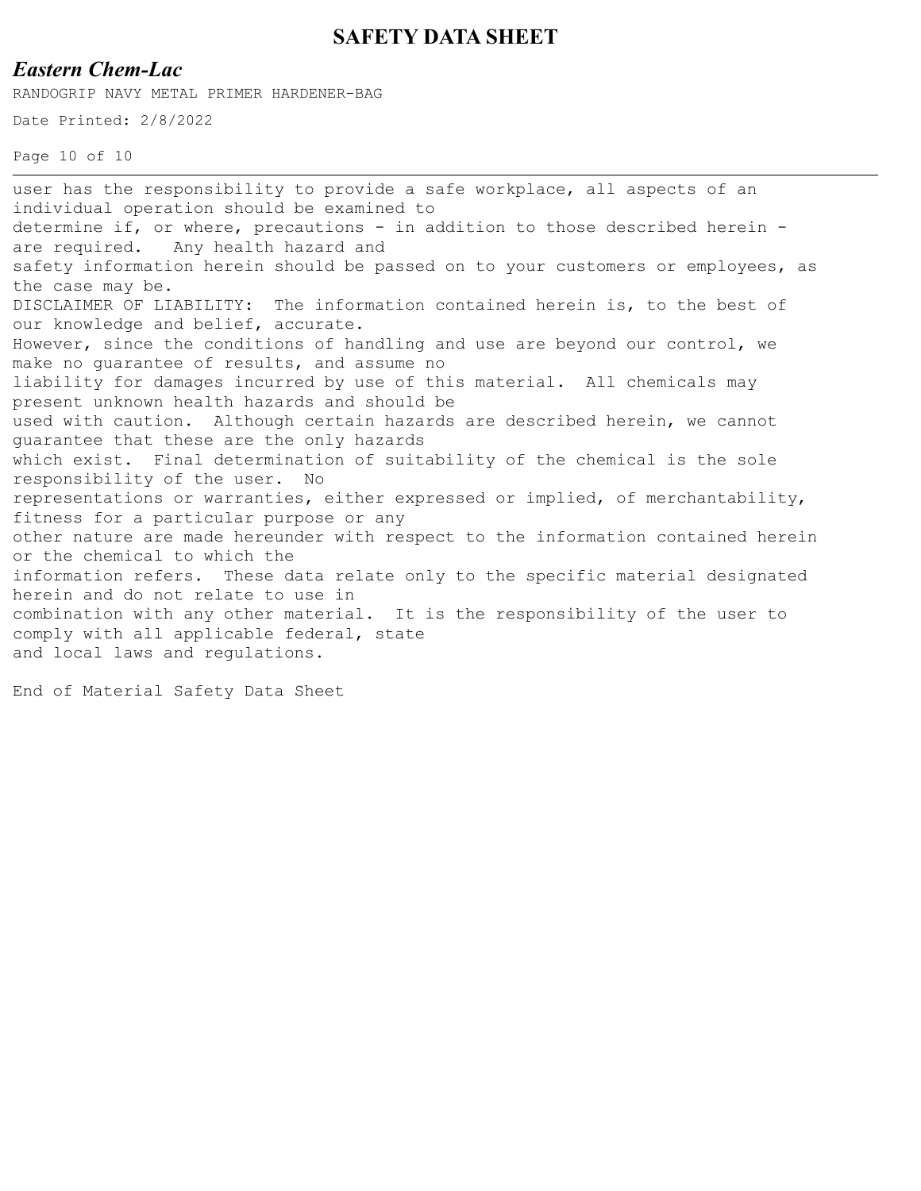user has the responsibility to provide a safe workplace, all aspects of an individual operation should be examined to determine if, or where, precautions - in addition to those described herein - are required. Any health hazard and safety information herein should be passed on to your customers or employees, as the case may be.

DISCLAIMER OF LIABILITY: The information contained herein is, to the best of our knowledge and belief, accurate. However, since the conditions of handling and use are beyond our control, we make no guarantee of results, and assume no liability for damages incurred by use of this material. All chemicals may present unknown health hazards and should be used with caution. Although certain hazards are described herein, we cannot guarantee that these are the only hazards which exist. Final determination of suitability of the chemical is the sole responsibility of the user. No representations or warranties, either expressed or implied, of merchantability, fitness for a particular purpose or any other nature are made hereunder with respect to the information contained herein or the chemical to which the information refers. These data relate only to the specific material designated herein and do not relate to use in combination with any other material. It is the responsibility of the user to comply with all applicable federal, state and local laws and regulations.

End of Material Safety Data Sheet